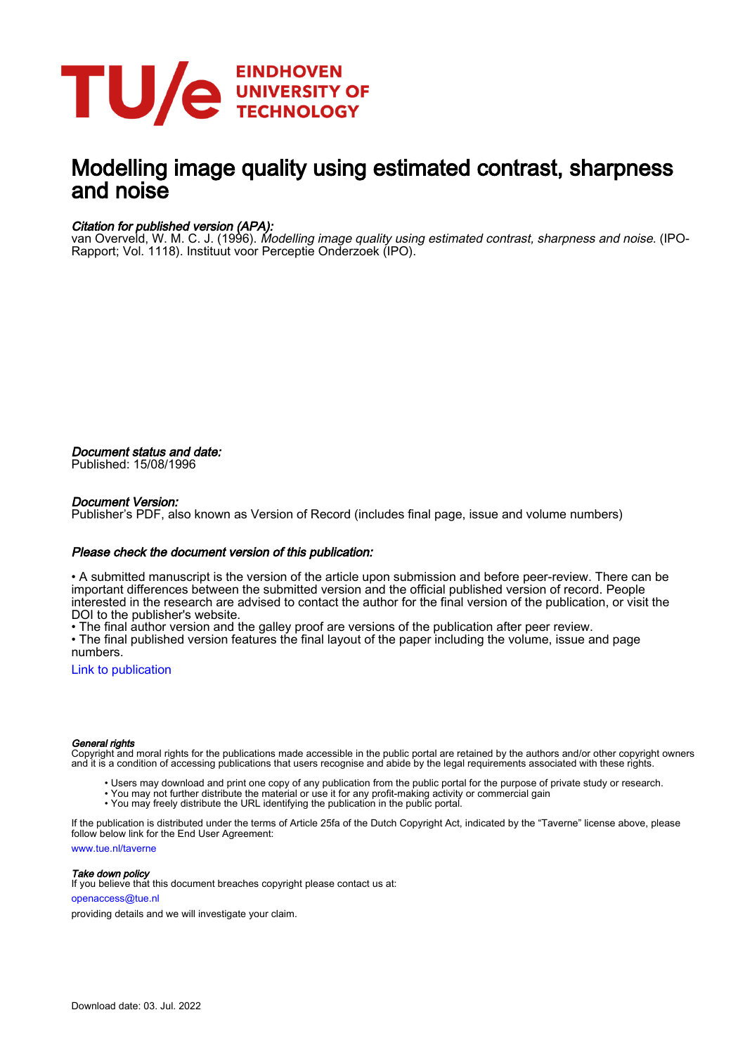EINDHOVEN
UNIVERSITY OF
TECHNOLOGY

# Modelling image quality using estimated contrast, sharpness and noise

*Citation for published version (APA):*
van Overveld, W. M. C. J. (1996). *Modelling image quality using estimated contrast, sharpness and noise*. (IPO-Rapport; Vol. 1118). Instituut voor Perceptie Onderzoek (IPO).

*Document status and date:*
Published: 15/08/1996

*Document Version:*
Publisher's PDF, also known as Version of Record (includes final page, issue and volume numbers)

*Please check the document version of this publication:*

• A submitted manuscript is the version of the article upon submission and before peer-review. There can be important differences between the submitted version and the official published version of record. People interested in the research are advised to contact the author for the final version of the publication, or visit the DOI to the publisher's website.
• The final author version and the galley proof are versions of the publication after peer review.
• The final published version features the final layout of the paper including the volume, issue and page numbers.

Link to publication

*General rights*
Copyright and moral rights for the publications made accessible in the public portal are retained by the authors and/or other copyright owners and it is a condition of accessing publications that users recognise and abide by the legal requirements associated with these rights.

• Users may download and print one copy of any publication from the public portal for the purpose of private study or research.
• You may not further distribute the material or use it for any profit-making activity or commercial gain
• You may freely distribute the URL identifying the publication in the public portal.

If the publication is distributed under the terms of Article 25fa of the Dutch Copyright Act, indicated by the "Taverne" license above, please follow below link for the End User Agreement:

www.tue.nl/taverne

*Take down policy*
If you believe that this document breaches copyright please contact us at:

openaccess@tue.nl

providing details and we will investigate your claim.

Download date: 03. Jul. 2022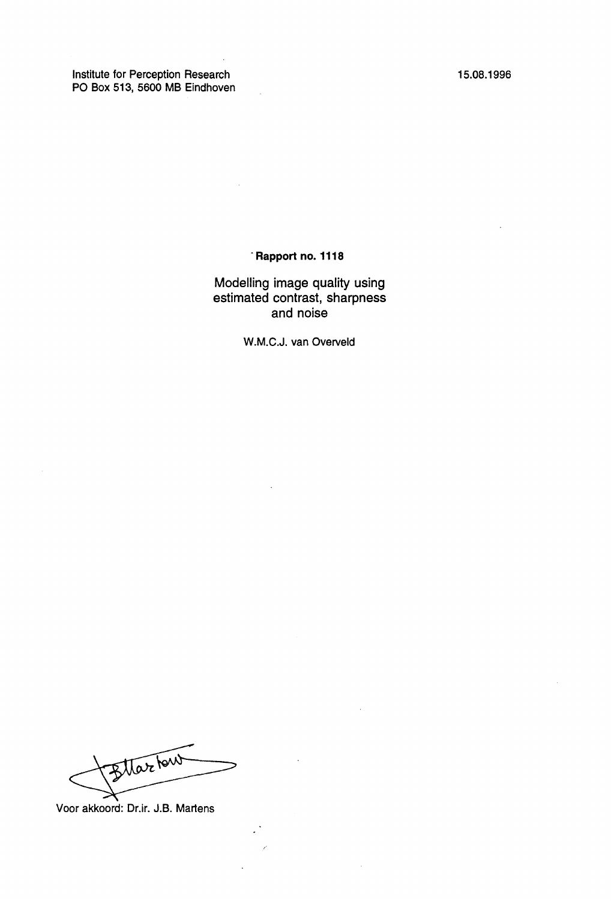Institute for Perception Research
PO Box 513, 5600 MB Eindhoven

15.08.1996

**Rapport no. 1118**

# Modelling image quality using estimated contrast, sharpness and noise

W.M.C.J. van Overveld

Voor akkoord: Dr.ir. J.B. Martens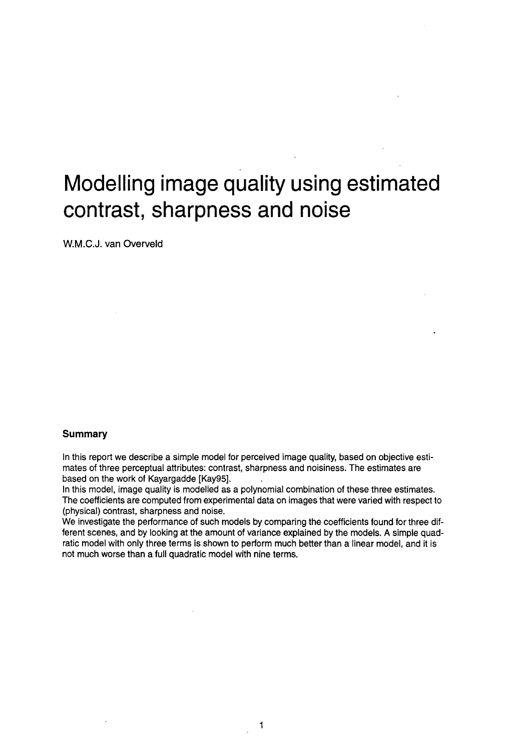# Modelling image quality using estimated contrast, sharpness and noise

W.M.C.J. van Overveld

### Summary

In this report we describe a simple model for perceived image quality, based on objective estimates of three perceptual attributes: contrast, sharpness and noisiness. The estimates are based on the work of Kayargadde [Kay95].

In this model, image quality is modelled as a polynomial combination of these three estimates. The coefficients are computed from experimental data on images that were varied with respect to (physical) contrast, sharpness and noise.

We investigate the performance of such models by comparing the coefficients found for three different scenes, and by looking at the amount of variance explained by the models. A simple quadratic model with only three terms is shown to perform much better than a linear model, and it is not much worse than a full quadratic model with nine terms.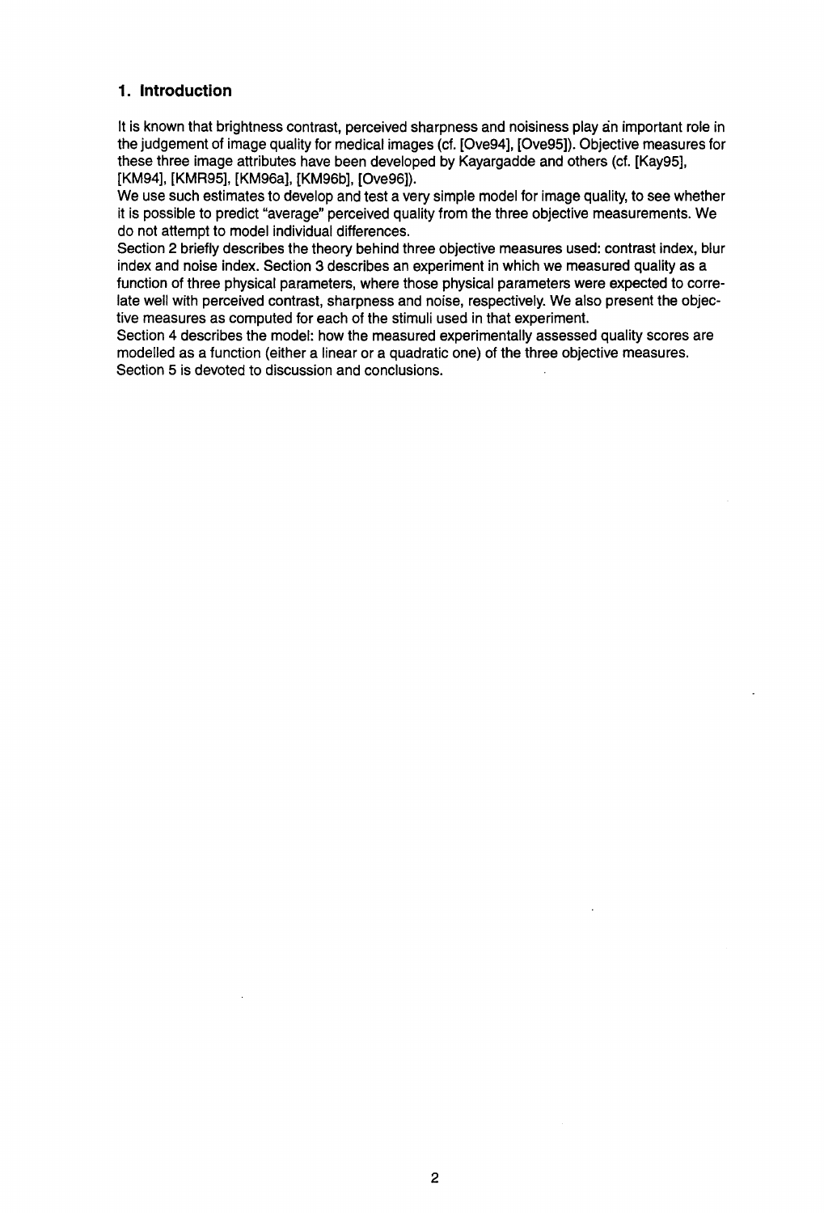## 1. Introduction

It is known that brightness contrast, perceived sharpness and noisiness play an important role in the judgement of image quality for medical images (cf. [Ove94], [Ove95]). Objective measures for these three image attributes have been developed by Kayargadde and others (cf. [Kay95], [KM94], [KMR95], [KM96a], [KM96b], [Ove96]).
We use such estimates to develop and test a very simple model for image quality, to see whether it is possible to predict "average" perceived quality from the three objective measurements. We do not attempt to model individual differences.
Section 2 briefly describes the theory behind three objective measures used: contrast index, blur index and noise index. Section 3 describes an experiment in which we measured quality as a function of three physical parameters, where those physical parameters were expected to correlate well with perceived contrast, sharpness and noise, respectively. We also present the objective measures as computed for each of the stimuli used in that experiment.
Section 4 describes the model: how the measured experimentally assessed quality scores are modelled as a function (either a linear or a quadratic one) of the three objective measures.
Section 5 is devoted to discussion and conclusions.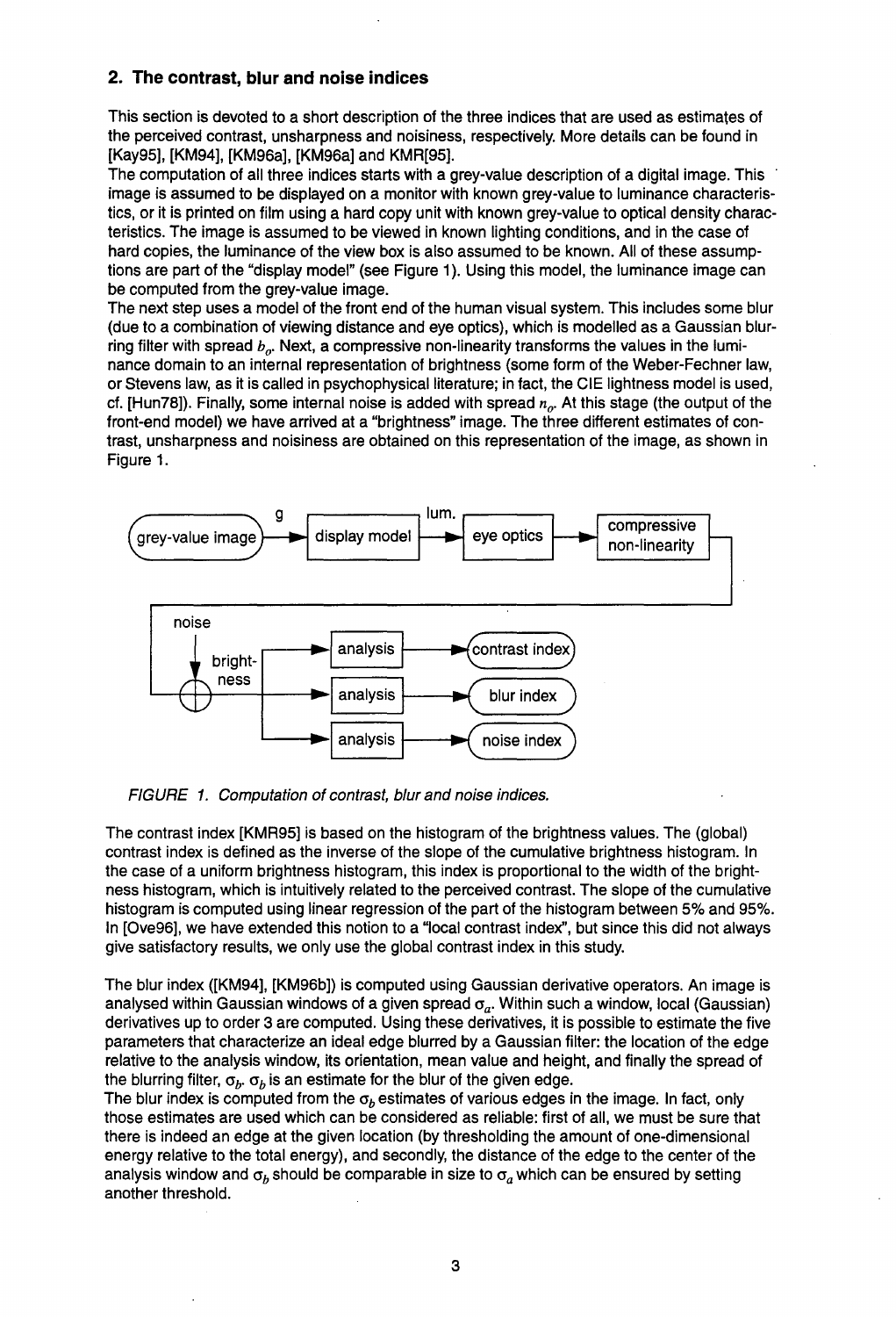## 2. The contrast, blur and noise indices

This section is devoted to a short description of the three indices that are used as estimates of the perceived contrast, unsharpness and noisiness, respectively. More details can be found in [Kay95], [KM94], [KM96a], [KM96a] and KMR[95].

The computation of all three indices starts with a grey-value description of a digital image. This image is assumed to be displayed on a monitor with known grey-value to luminance characteristics, or it is printed on film using a hard copy unit with known grey-value to optical density characteristics. The image is assumed to be viewed in known lighting conditions, and in the case of hard copies, the luminance of the view box is also assumed to be known. All of these assumptions are part of the "display model" (see Figure 1). Using this model, the luminance image can be computed from the grey-value image.

The next step uses a model of the front end of the human visual system. This includes some blur (due to a combination of viewing distance and eye optics), which is modelled as a Gaussian blurring filter with spread $b_o$. Next, a compressive non-linearity transforms the values in the luminance domain to an internal representation of brightness (some form of the Weber-Fechner law, or Stevens law, as it is called in psychophysical literature; in fact, the CIE lightness model is used, cf. [Hun78]). Finally, some internal noise is added with spread $n_o$. At this stage (the output of the front-end model) we have arrived at a "brightness" image. The three different estimates of contrast, unsharpness and noisiness are obtained on this representation of the image, as shown in Figure 1.

```
(grey-value image) --g--> [display model] --lum.--> [eye optics] --> [compressive non-linearity]
                                                                              |
noise --> (+) --brightness--> [analysis] --> (contrast index)
                          --> [analysis] --> (blur index)
                          --> [analysis] --> (noise index)
```

*FIGURE 1. Computation of contrast, blur and noise indices.*

The contrast index [KMR95] is based on the histogram of the brightness values. The (global) contrast index is defined as the inverse of the slope of the cumulative brightness histogram. In the case of a uniform brightness histogram, this index is proportional to the width of the brightness histogram, which is intuitively related to the perceived contrast. The slope of the cumulative histogram is computed using linear regression of the part of the histogram between 5% and 95%. In [Ove96], we have extended this notion to a "local contrast index", but since this did not always give satisfactory results, we only use the global contrast index in this study.

The blur index ([KM94], [KM96b]) is computed using Gaussian derivative operators. An image is analysed within Gaussian windows of a given spread $\sigma_a$. Within such a window, local (Gaussian) derivatives up to order 3 are computed. Using these derivatives, it is possible to estimate the five parameters that characterize an ideal edge blurred by a Gaussian filter: the location of the edge relative to the analysis window, its orientation, mean value and height, and finally the spread of the blurring filter, $\sigma_b$. $\sigma_b$ is an estimate for the blur of the given edge.

The blur index is computed from the $\sigma_b$ estimates of various edges in the image. In fact, only those estimates are used which can be considered as reliable: first of all, we must be sure that there is indeed an edge at the given location (by thresholding the amount of one-dimensional energy relative to the total energy), and secondly, the distance of the edge to the center of the analysis window and $\sigma_b$ should be comparable in size to $\sigma_a$ which can be ensured by setting another threshold.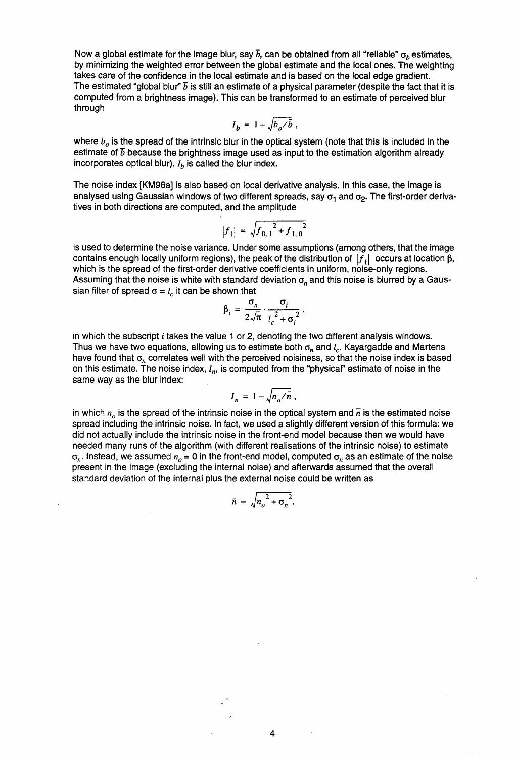Now a global estimate for the image blur, say $\bar{b}$, can be obtained from all "reliable" $\sigma_b$ estimates, by minimizing the weighted error between the global estimate and the local ones. The weighting takes care of the confidence in the local estimate and is based on the local edge gradient.
The estimated "global blur" $\bar{b}$ is still an estimate of a physical parameter (despite the fact that it is computed from a brightness image). This can be transformed to an estimate of perceived blur through

$$I_b = 1 - \sqrt{b_o / \bar{b}},$$

where $b_o$ is the spread of the intrinsic blur in the optical system (note that this is included in the estimate of $\bar{b}$ because the brightness image used as input to the estimation algorithm already incorporates optical blur). $I_b$ is called the blur index.

The noise index [KM96a] is also based on local derivative analysis. In this case, the image is analysed using Gaussian windows of two different spreads, say $\sigma_1$ and $\sigma_2$. The first-order derivatives in both directions are computed, and the amplitude

$$|f_1| = \sqrt{f_{0,1}^{\;2} + f_{1,0}^{\;2}}$$

is used to determine the noise variance. Under some assumptions (among others, that the image contains enough locally uniform regions), the peak of the distribution of $|f_1|$ occurs at location $\beta$, which is the spread of the first-order derivative coefficients in uniform, noise-only regions. Assuming that the noise is white with standard deviation $\sigma_n$ and this noise is blurred by a Gaussian filter of spread $\sigma = l_c$ it can be shown that

$$\beta_i = \frac{\sigma_n}{2\sqrt{\pi}} \cdot \frac{\sigma_i}{l_c^{\;2} + \sigma_i^{\;2}},$$

in which the subscript $i$ takes the value 1 or 2, denoting the two different analysis windows. Thus we have two equations, allowing us to estimate both $\sigma_n$ and $l_c$. Kayargadde and Martens have found that $\sigma_n$ correlates well with the perceived noisiness, so that the noise index is based on this estimate. The noise index, $I_n$, is computed from the "physical" estimate of noise in the same way as the blur index:

$$I_n = 1 - \sqrt{n_o / \bar{n}},$$

in which $n_o$ is the spread of the intrinsic noise in the optical system and $\bar{n}$ is the estimated noise spread including the intrinsic noise. In fact, we used a slightly different version of this formula: we did not actually include the intrinsic noise in the front-end model because then we would have needed many runs of the algorithm (with different realisations of the intrinsic noise) to estimate $\sigma_n$. Instead, we assumed $n_o = 0$ in the front-end model, computed $\sigma_n$ as an estimate of the noise present in the image (excluding the internal noise) and afterwards assumed that the overall standard deviation of the internal plus the external noise could be written as

$$\bar{n} = \sqrt{n_o^{\;2} + \sigma_n^{\;2}}.$$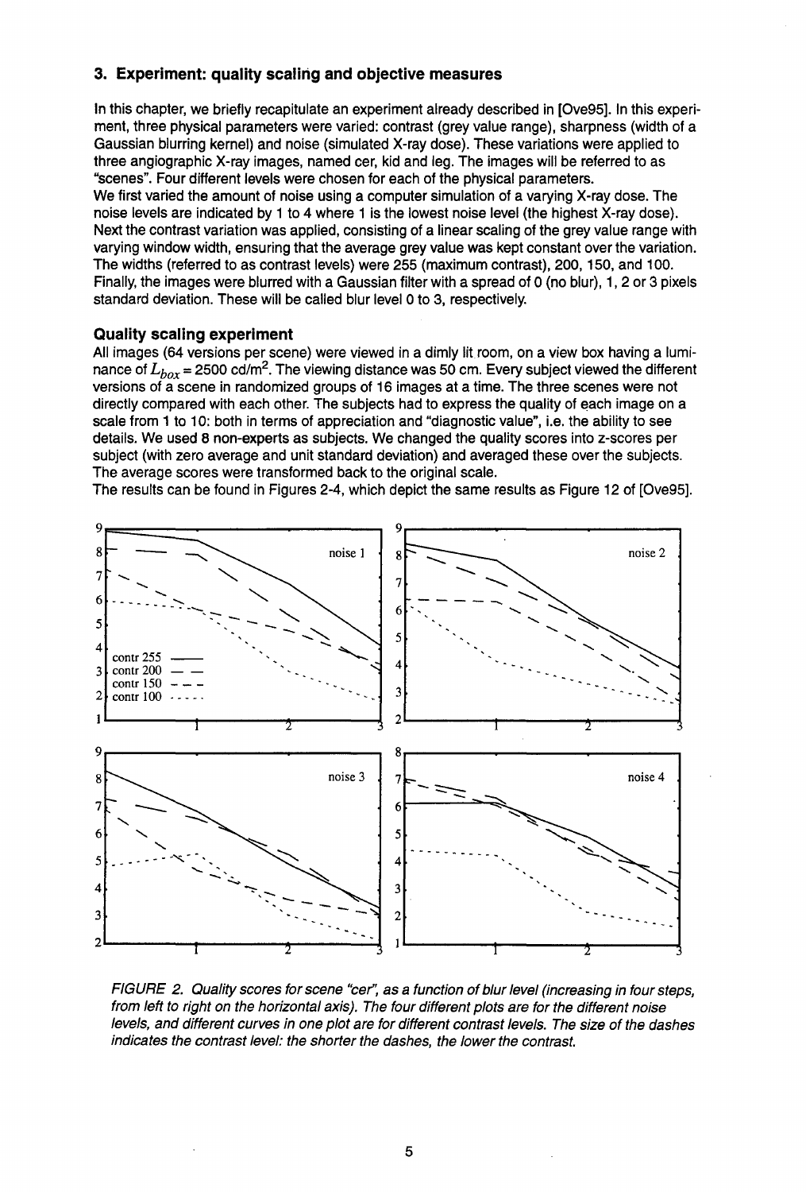## 3. Experiment: quality scaling and objective measures

In this chapter, we briefly recapitulate an experiment already described in [Ove95]. In this experiment, three physical parameters were varied: contrast (grey value range), sharpness (width of a Gaussian blurring kernel) and noise (simulated X-ray dose). These variations were applied to three angiographic X-ray images, named cer, kid and leg. The images will be referred to as "scenes". Four different levels were chosen for each of the physical parameters.

We first varied the amount of noise using a computer simulation of a varying X-ray dose. The noise levels are indicated by 1 to 4 where 1 is the lowest noise level (the highest X-ray dose). Next the contrast variation was applied, consisting of a linear scaling of the grey value range with varying window width, ensuring that the average grey value was kept constant over the variation. The widths (referred to as contrast levels) were 255 (maximum contrast), 200, 150, and 100. Finally, the images were blurred with a Gaussian filter with a spread of 0 (no blur), 1, 2 or 3 pixels standard deviation. These will be called blur level 0 to 3, respectively.

### Quality scaling experiment

All images (64 versions per scene) were viewed in a dimly lit room, on a view box having a luminance of $L_{box} = 2500$ cd/m$^2$. The viewing distance was 50 cm. Every subject viewed the different versions of a scene in randomized groups of 16 images at a time. The three scenes were not directly compared with each other. The subjects had to express the quality of each image on a scale from 1 to 10: both in terms of appreciation and "diagnostic value", i.e. the ability to see details. We used 8 non-experts as subjects. We changed the quality scores into z-scores per subject (with zero average and unit standard deviation) and averaged these over the subjects. The average scores were transformed back to the original scale.

The results can be found in Figures 2-4, which depict the same results as Figure 12 of [Ove95].

*FIGURE 2. Quality scores for scene "cer", as a function of blur level (increasing in four steps, from left to right on the horizontal axis). The four different plots are for the different noise levels, and different curves in one plot are for different contrast levels. The size of the dashes indicates the contrast level: the shorter the dashes, the lower the contrast.*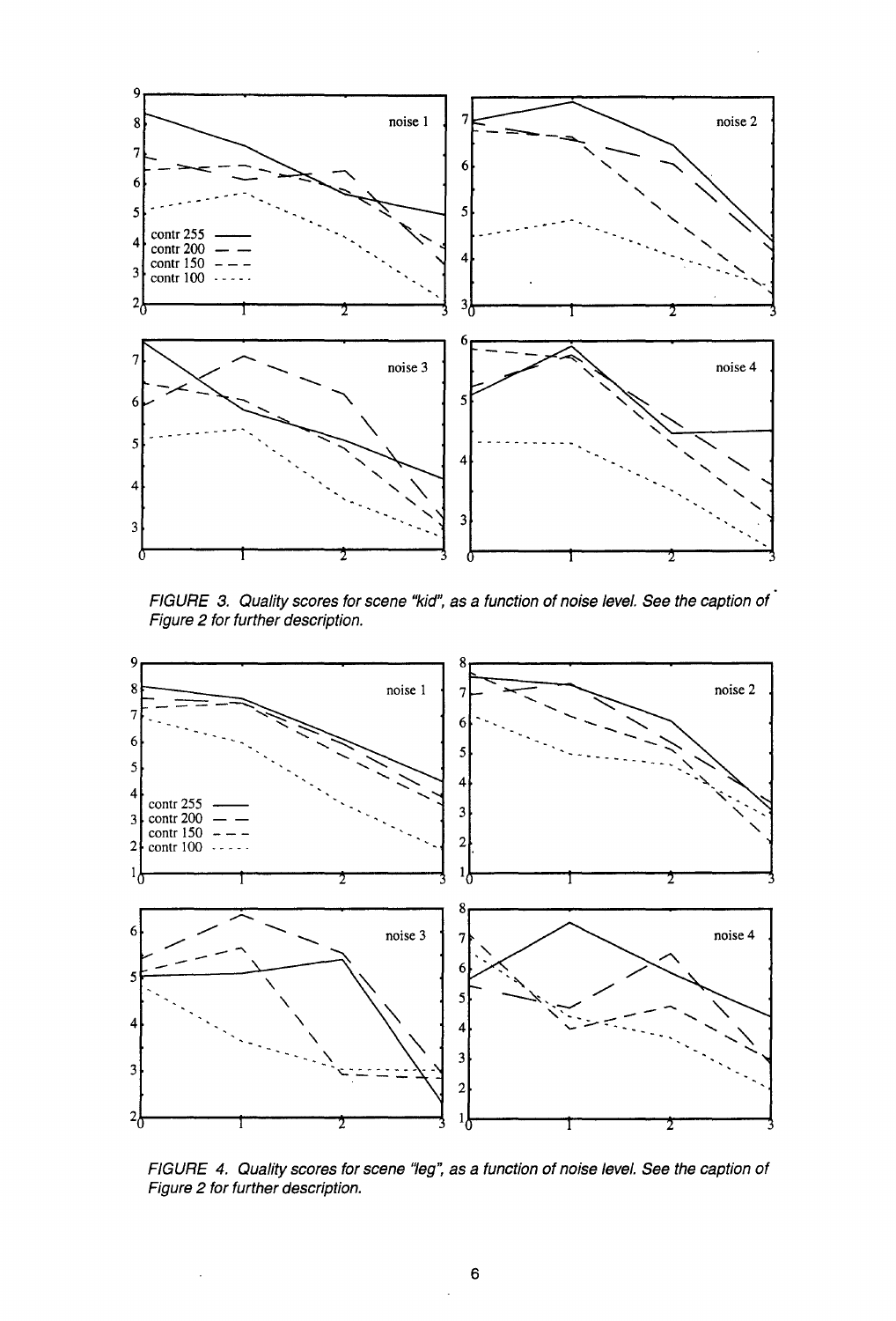*FIGURE 3. Quality scores for scene "kid", as a function of noise level. See the caption of Figure 2 for further description.*

*FIGURE 4. Quality scores for scene "leg", as a function of noise level. See the caption of Figure 2 for further description.*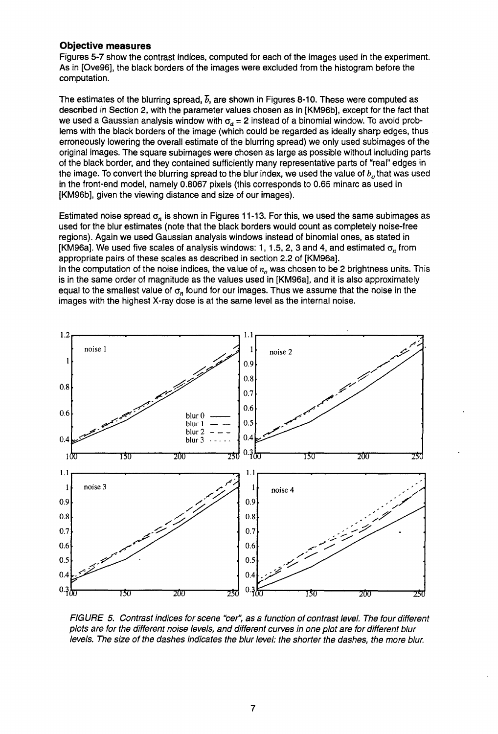### Objective measures

Figures 5-7 show the contrast indices, computed for each of the images used in the experiment. As in [Ove96], the black borders of the images were excluded from the histogram before the computation.

The estimates of the blurring spread, $\bar{b}$, are shown in Figures 8-10. These were computed as described in Section 2, with the parameter values chosen as in [KM96b], except for the fact that we used a Gaussian analysis window with $\sigma_a = 2$ instead of a binomial window. To avoid problems with the black borders of the image (which could be regarded as ideally sharp edges, thus erroneously lowering the overall estimate of the blurring spread) we only used subimages of the original images. The square subimages were chosen as large as possible without including parts of the black border, and they contained sufficiently many representative parts of "real" edges in the image. To convert the blurring spread to the blur index, we used the value of $b_o$ that was used in the front-end model, namely 0.8067 pixels (this corresponds to 0.65 minarc as used in [KM96b], given the viewing distance and size of our images).

Estimated noise spread $\sigma_n$ is shown in Figures 11-13. For this, we used the same subimages as used for the blur estimates (note that the black borders would count as completely noise-free regions). Again we used Gaussian analysis windows instead of binomial ones, as stated in [KM96a]. We used five scales of analysis windows: 1, 1.5, 2, 3 and 4, and estimated $\sigma_n$ from appropriate pairs of these scales as described in section 2.2 of [KM96a].

In the computation of the noise indices, the value of $n_o$ was chosen to be 2 brightness units. This is in the same order of magnitude as the values used in [KM96a], and it is also approximately equal to the smallest value of $\sigma_n$ found for our images. Thus we assume that the noise in the images with the highest X-ray dose is at the same level as the internal noise.

*FIGURE 5. Contrast indices for scene "cer", as a function of contrast level. The four different plots are for the different noise levels, and different curves in one plot are for different blur levels. The size of the dashes indicates the blur level: the shorter the dashes, the more blur.*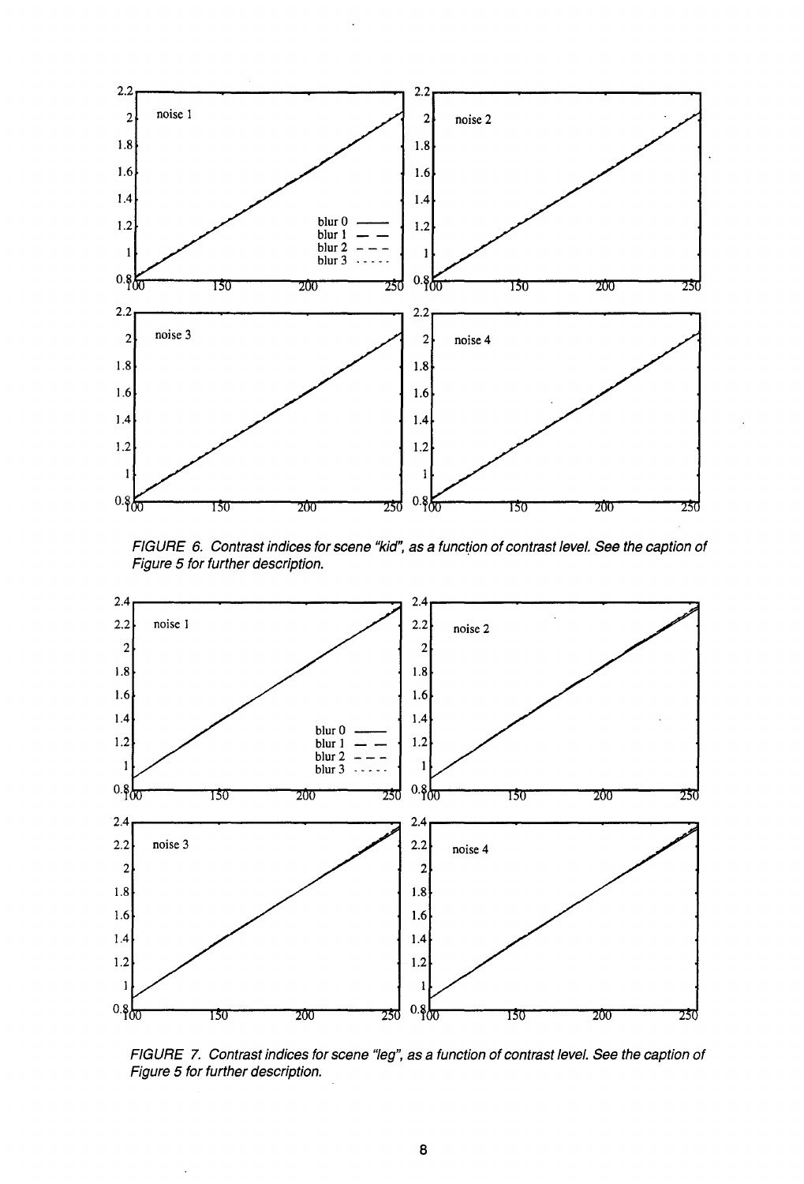FIGURE 6. Contrast indices for scene "kid", as a function of contrast level. See the caption of Figure 5 for further description.

FIGURE 7. Contrast indices for scene "leg", as a function of contrast level. See the caption of Figure 5 for further description.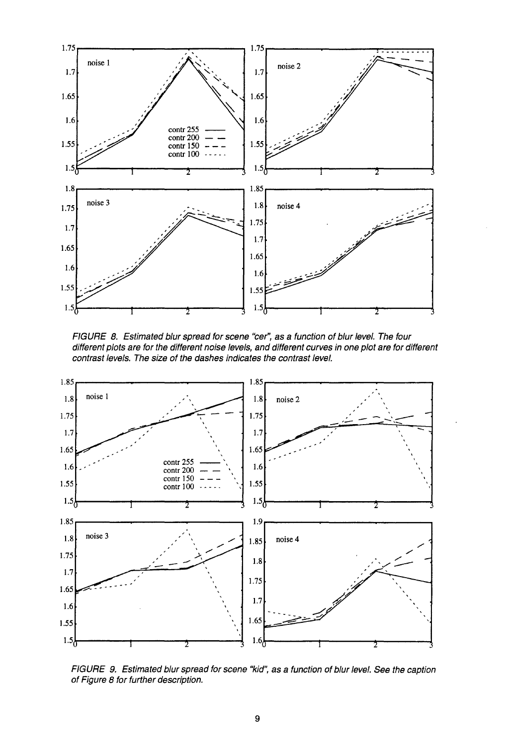*FIGURE 8. Estimated blur spread for scene "cer", as a function of blur level. The four different plots are for the different noise levels, and different curves in one plot are for different contrast levels. The size of the dashes indicates the contrast level.*

*FIGURE 9. Estimated blur spread for scene "kid", as a function of blur level. See the caption of Figure 8 for further description.*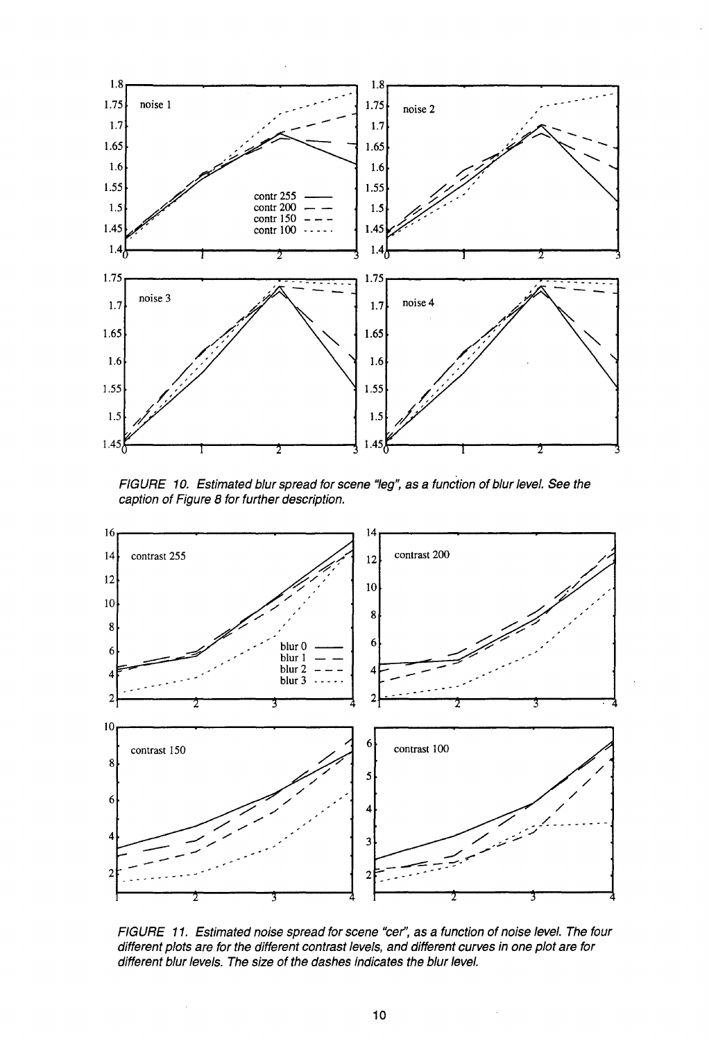*FIGURE 10. Estimated blur spread for scene "leg", as a function of blur level. See the caption of Figure 8 for further description.*

*FIGURE 11. Estimated noise spread for scene "cer", as a function of noise level. The four different plots are for the different contrast levels, and different curves in one plot are for different blur levels. The size of the dashes indicates the blur level.*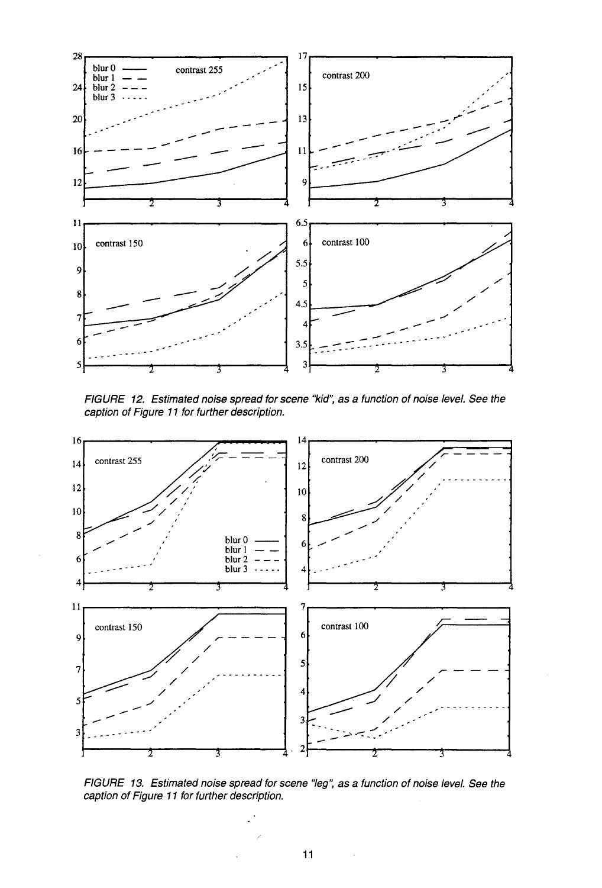*FIGURE 12. Estimated noise spread for scene "kid", as a function of noise level. See the caption of Figure 11 for further description.*

*FIGURE 13. Estimated noise spread for scene "leg", as a function of noise level. See the caption of Figure 11 for further description.*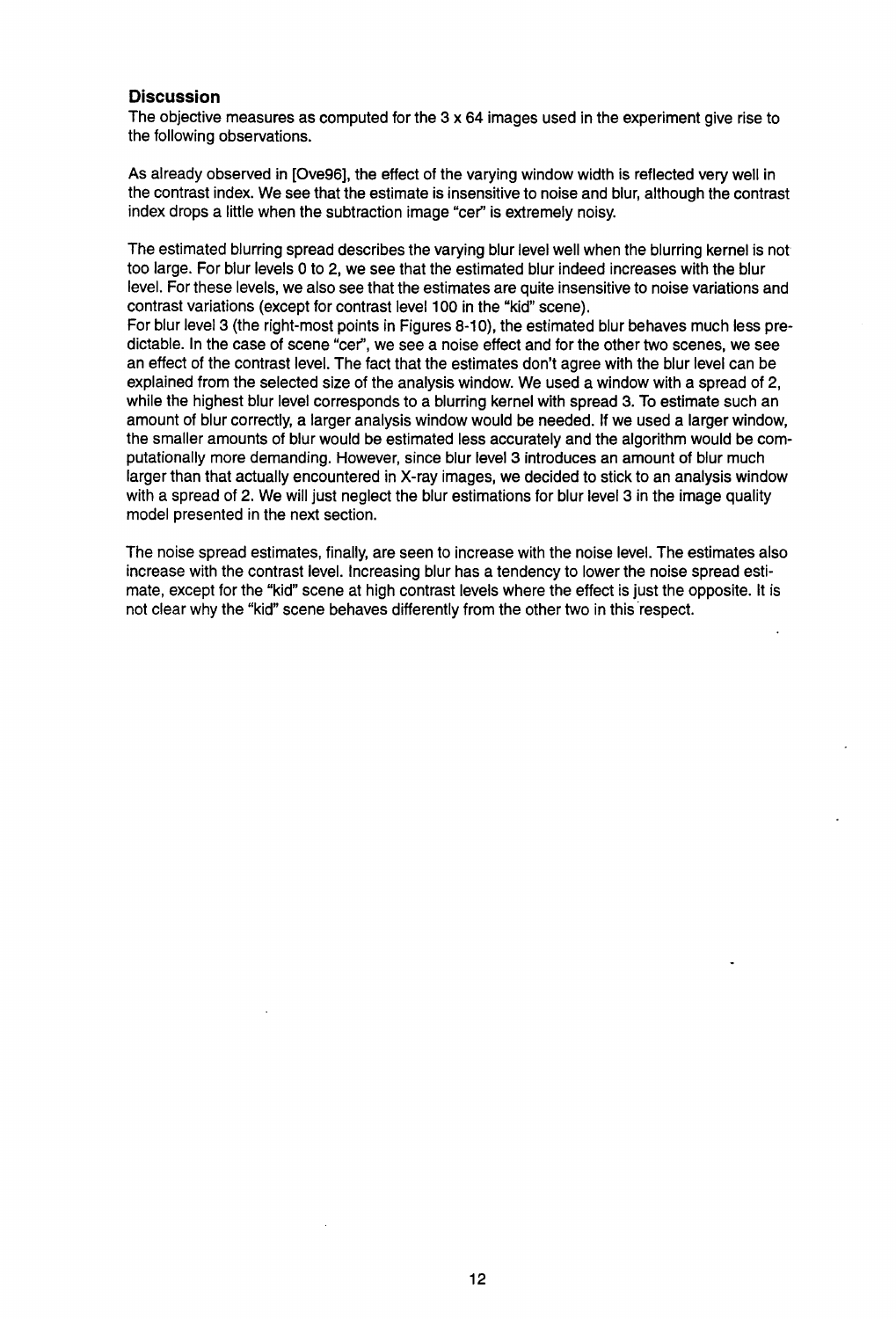## Discussion

The objective measures as computed for the 3 x 64 images used in the experiment give rise to the following observations.

As already observed in [Ove96], the effect of the varying window width is reflected very well in the contrast index. We see that the estimate is insensitive to noise and blur, although the contrast index drops a little when the subtraction image "cer" is extremely noisy.

The estimated blurring spread describes the varying blur level well when the blurring kernel is not too large. For blur levels 0 to 2, we see that the estimated blur indeed increases with the blur level. For these levels, we also see that the estimates are quite insensitive to noise variations and contrast variations (except for contrast level 100 in the "kid" scene).

For blur level 3 (the right-most points in Figures 8-10), the estimated blur behaves much less predictable. In the case of scene "cer", we see a noise effect and for the other two scenes, we see an effect of the contrast level. The fact that the estimates don't agree with the blur level can be explained from the selected size of the analysis window. We used a window with a spread of 2, while the highest blur level corresponds to a blurring kernel with spread 3. To estimate such an amount of blur correctly, a larger analysis window would be needed. If we used a larger window, the smaller amounts of blur would be estimated less accurately and the algorithm would be computationally more demanding. However, since blur level 3 introduces an amount of blur much larger than that actually encountered in X-ray images, we decided to stick to an analysis window with a spread of 2. We will just neglect the blur estimations for blur level 3 in the image quality model presented in the next section.

The noise spread estimates, finally, are seen to increase with the noise level. The estimates also increase with the contrast level. Increasing blur has a tendency to lower the noise spread estimate, except for the "kid" scene at high contrast levels where the effect is just the opposite. It is not clear why the "kid" scene behaves differently from the other two in this respect.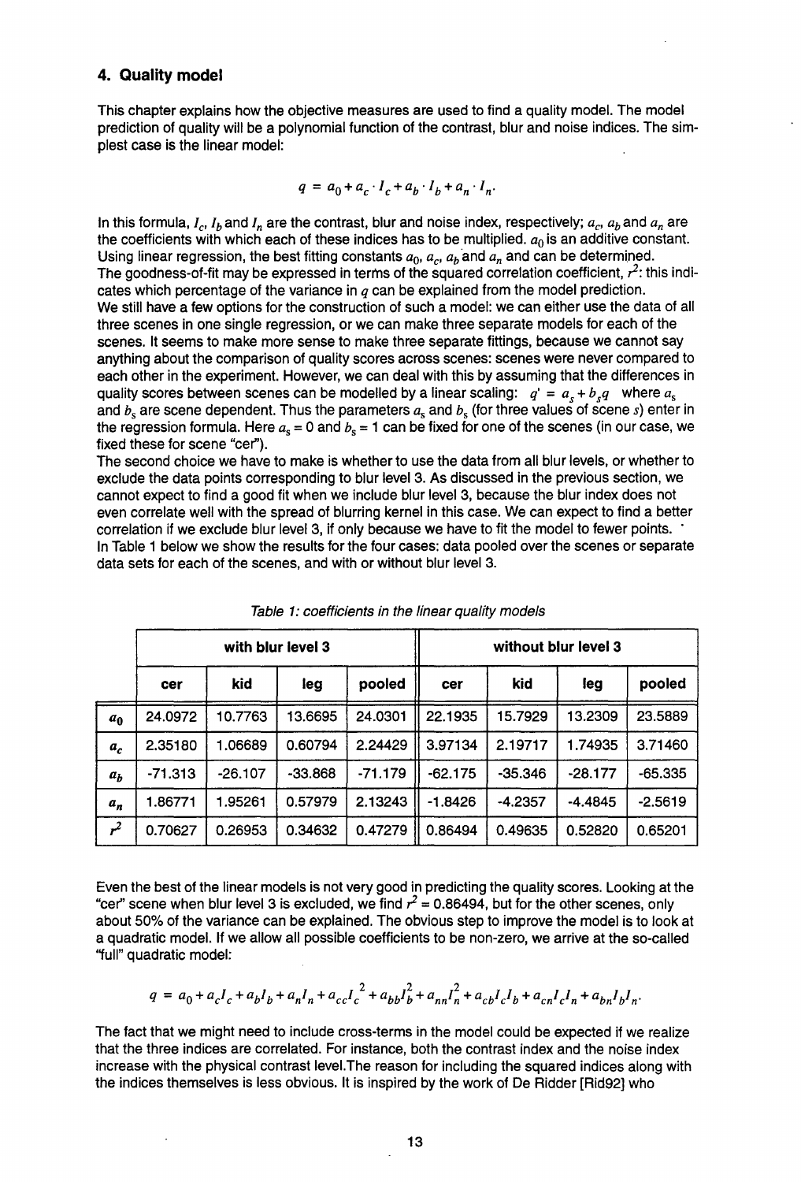## 4. Quality model

This chapter explains how the objective measures are used to find a quality model. The model prediction of quality will be a polynomial function of the contrast, blur and noise indices. The simplest case is the linear model:

$$q = a_0 + a_c \cdot I_c + a_b \cdot I_b + a_n \cdot I_n.$$

In this formula, $I_c$, $I_b$ and $I_n$ are the contrast, blur and noise index, respectively; $a_c$, $a_b$ and $a_n$ are the coefficients with which each of these indices has to be multiplied. $a_0$ is an additive constant. Using linear regression, the best fitting constants $a_0$, $a_c$, $a_b$ and $a_n$ and can be determined. The goodness-of-fit may be expressed in terms of the squared correlation coefficient, $r^2$: this indicates which percentage of the variance in $q$ can be explained from the model prediction.

We still have a few options for the construction of such a model: we can either use the data of all three scenes in one single regression, or we can make three separate models for each of the scenes. It seems to make more sense to make three separate fittings, because we cannot say anything about the comparison of quality scores across scenes: scenes were never compared to each other in the experiment. However, we can deal with this by assuming that the differences in quality scores between scenes can be modelled by a linear scaling: $q' = a_s + b_s q$ where $a_s$ and $b_s$ are scene dependent. Thus the parameters $a_s$ and $b_s$ (for three values of scene $s$) enter in the regression formula. Here $a_s = 0$ and $b_s = 1$ can be fixed for one of the scenes (in our case, we fixed these for scene "cer").

The second choice we have to make is whether to use the data from all blur levels, or whether to exclude the data points corresponding to blur level 3. As discussed in the previous section, we cannot expect to find a good fit when we include blur level 3, because the blur index does not even correlate well with the spread of blurring kernel in this case. We can expect to find a better correlation if we exclude blur level 3, if only because we have to fit the model to fewer points.

In Table 1 below we show the results for the four cases: data pooled over the scenes or separate data sets for each of the scenes, and with or without blur level 3.

*Table 1: coefficients in the linear quality models*

| | with blur level 3 | | | | without blur level 3 | | | |
|---|---|---|---|---|---|---|---|---|
| | cer | kid | leg | pooled | cer | kid | leg | pooled |
| $a_0$ | 24.0972 | 10.7763 | 13.6695 | 24.0301 | 22.1935 | 15.7929 | 13.2309 | 23.5889 |
| $a_c$ | 2.35180 | 1.06689 | 0.60794 | 2.24429 | 3.97134 | 2.19717 | 1.74935 | 3.71460 |
| $a_b$ | -71.313 | -26.107 | -33.868 | -71.179 | -62.175 | -35.346 | -28.177 | -65.335 |
| $a_n$ | 1.86771 | 1.95261 | 0.57979 | 2.13243 | -1.8426 | -4.2357 | -4.4845 | -2.5619 |
| $r^2$ | 0.70627 | 0.26953 | 0.34632 | 0.47279 | 0.86494 | 0.49635 | 0.52820 | 0.65201 |

Even the best of the linear models is not very good in predicting the quality scores. Looking at the "cer" scene when blur level 3 is excluded, we find $r^2 = 0.86494$, but for the other scenes, only about 50% of the variance can be explained. The obvious step to improve the model is to look at a quadratic model. If we allow all possible coefficients to be non-zero, we arrive at the so-called "full" quadratic model:

$$q = a_0 + a_c I_c + a_b I_b + a_n I_n + a_{cc} I_c^2 + a_{bb} I_b^2 + a_{nn} I_n^2 + a_{cb} I_c I_b + a_{cn} I_c I_n + a_{bn} I_b I_n.$$

The fact that we might need to include cross-terms in the model could be expected if we realize that the three indices are correlated. For instance, both the contrast index and the noise index increase with the physical contrast level. The reason for including the squared indices along with the indices themselves is less obvious. It is inspired by the work of De Ridder [Rid92] who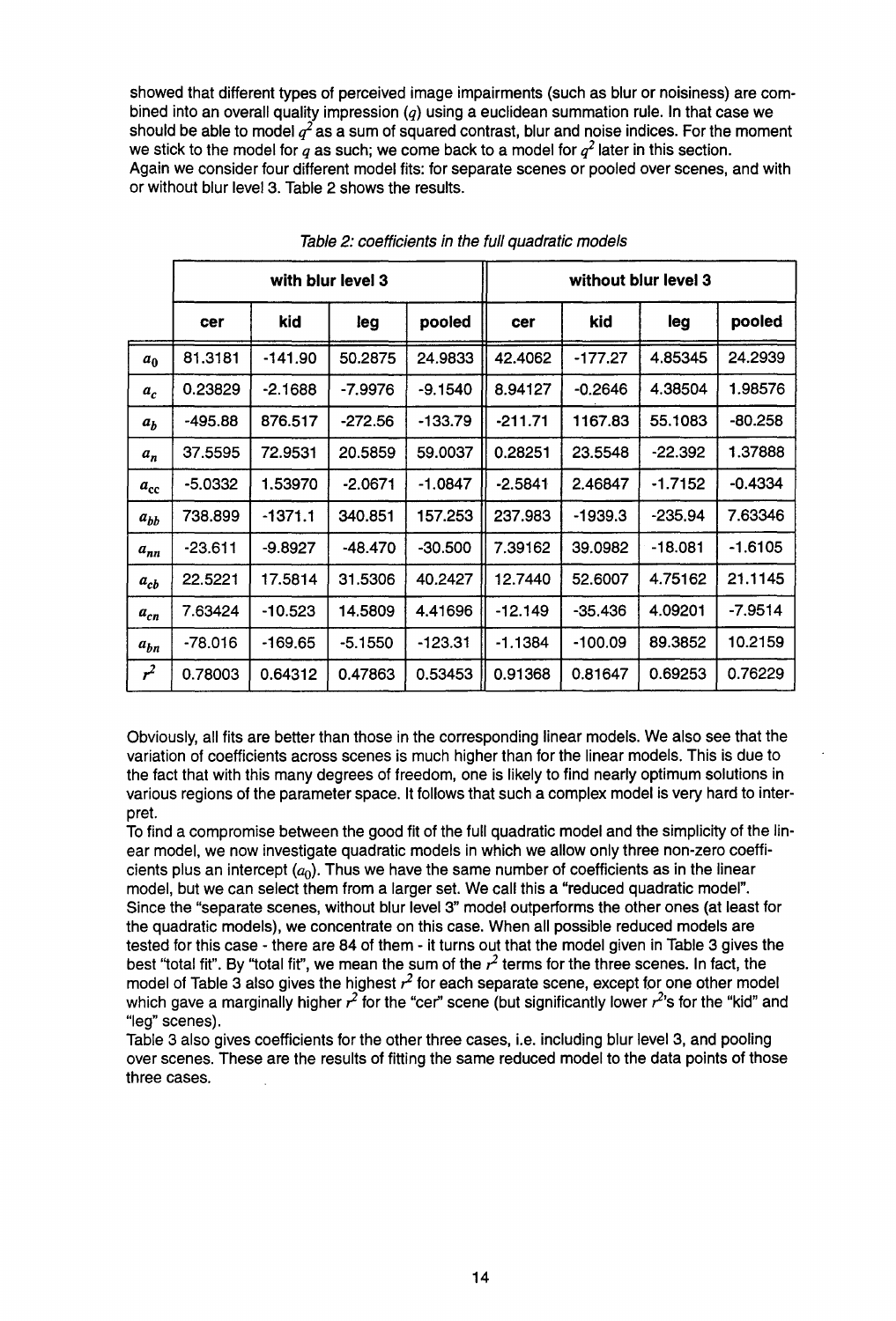showed that different types of perceived image impairments (such as blur or noisiness) are combined into an overall quality impression ($q$) using a euclidean summation rule. In that case we should be able to model $q^2$ as a sum of squared contrast, blur and noise indices. For the moment we stick to the model for $q$ as such; we come back to a model for $q^2$ later in this section. Again we consider four different model fits: for separate scenes or pooled over scenes, and with or without blur level 3. Table 2 shows the results.

*Table 2: coefficients in the full quadratic models*

| | with blur level 3 | | | | without blur level 3 | | | |
|---|---|---|---|---|---|---|---|---|
| | cer | kid | leg | pooled | cer | kid | leg | pooled |
| $a_0$ | 81.3181 | -141.90 | 50.2875 | 24.9833 | 42.4062 | -177.27 | 4.85345 | 24.2939 |
| $a_c$ | 0.23829 | -2.1688 | -7.9976 | -9.1540 | 8.94127 | -0.2646 | 4.38504 | 1.98576 |
| $a_b$ | -495.88 | 876.517 | -272.56 | -133.79 | -211.71 | 1167.83 | 55.1083 | -80.258 |
| $a_n$ | 37.5595 | 72.9531 | 20.5859 | 59.0037 | 0.28251 | 23.5548 | -22.392 | 1.37888 |
| $a_{cc}$ | -5.0332 | 1.53970 | -2.0671 | -1.0847 | -2.5841 | 2.46847 | -1.7152 | -0.4334 |
| $a_{bb}$ | 738.899 | -1371.1 | 340.851 | 157.253 | 237.983 | -1939.3 | -235.94 | 7.63346 |
| $a_{nn}$ | -23.611 | -9.8927 | -48.470 | -30.500 | 7.39162 | 39.0982 | -18.081 | -1.6105 |
| $a_{cb}$ | 22.5221 | 17.5814 | 31.5306 | 40.2427 | 12.7440 | 52.6007 | 4.75162 | 21.1145 |
| $a_{cn}$ | 7.63424 | -10.523 | 14.5809 | 4.41696 | -12.149 | -35.436 | 4.09201 | -7.9514 |
| $a_{bn}$ | -78.016 | -169.65 | -5.1550 | -123.31 | -1.1384 | -100.09 | 89.3852 | 10.2159 |
| $r^2$ | 0.78003 | 0.64312 | 0.47863 | 0.53453 | 0.91368 | 0.81647 | 0.69253 | 0.76229 |

Obviously, all fits are better than those in the corresponding linear models. We also see that the variation of coefficients across scenes is much higher than for the linear models. This is due to the fact that with this many degrees of freedom, one is likely to find nearly optimum solutions in various regions of the parameter space. It follows that such a complex model is very hard to interpret.

To find a compromise between the good fit of the full quadratic model and the simplicity of the linear model, we now investigate quadratic models in which we allow only three non-zero coefficients plus an intercept ($a_0$). Thus we have the same number of coefficients as in the linear model, but we can select them from a larger set. We call this a "reduced quadratic model". Since the "separate scenes, without blur level 3" model outperforms the other ones (at least for the quadratic models), we concentrate on this case. When all possible reduced models are tested for this case - there are 84 of them - it turns out that the model given in Table 3 gives the best "total fit". By "total fit", we mean the sum of the $r^2$ terms for the three scenes. In fact, the model of Table 3 also gives the highest $r^2$ for each separate scene, except for one other model which gave a marginally higher $r^2$ for the "cer" scene (but significantly lower $r^2$'s for the "kid" and "leg" scenes).

Table 3 also gives coefficients for the other three cases, i.e. including blur level 3, and pooling over scenes. These are the results of fitting the same reduced model to the data points of those three cases.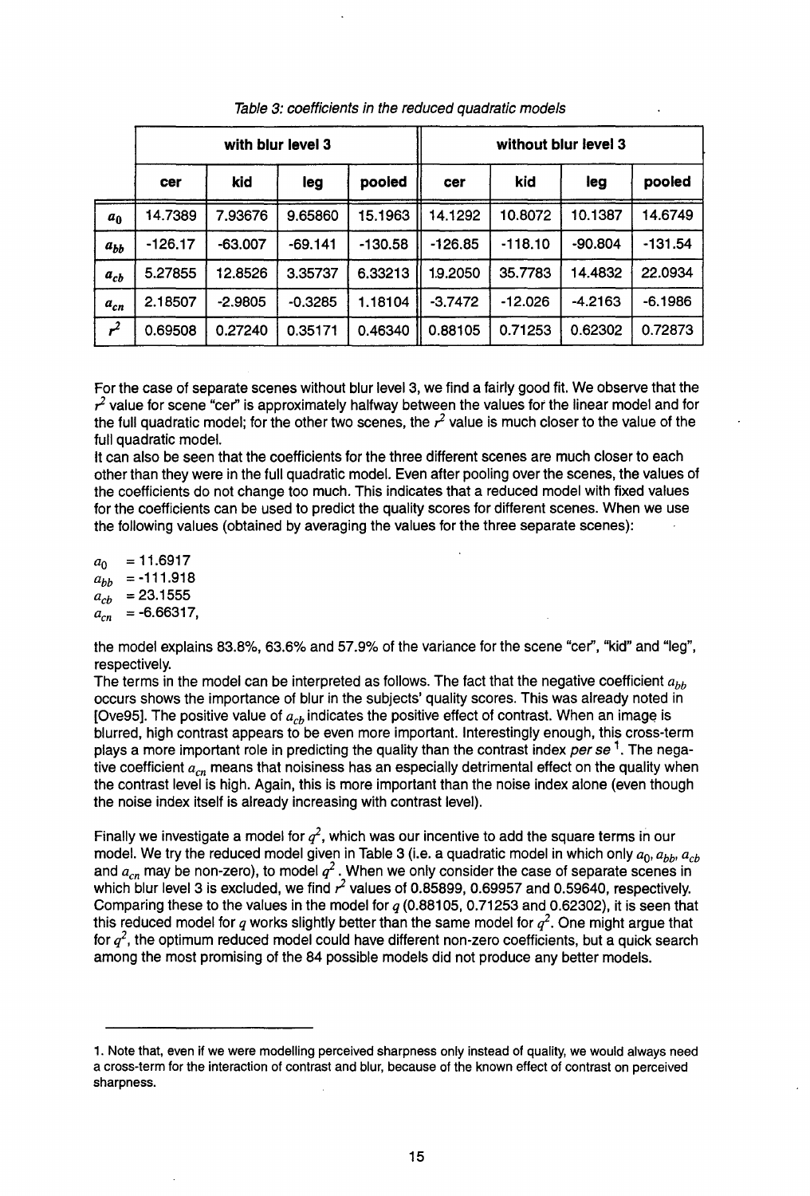*Table 3: coefficients in the reduced quadratic models*

| | with blur level 3 | | | | without blur level 3 | | | |
|---|---|---|---|---|---|---|---|---|
| | cer | kid | leg | pooled | cer | kid | leg | pooled |
| $a_0$ | 14.7389 | 7.93676 | 9.65860 | 15.1963 | 14.1292 | 10.8072 | 10.1387 | 14.6749 |
| $a_{bb}$ | -126.17 | -63.007 | -69.141 | -130.58 | -126.85 | -118.10 | -90.804 | -131.54 |
| $a_{cb}$ | 5.27855 | 12.8526 | 3.35737 | 6.33213 | 19.2050 | 35.7783 | 14.4832 | 22.0934 |
| $a_{cn}$ | 2.18507 | -2.9805 | -0.3285 | 1.18104 | -3.7472 | -12.026 | -4.2163 | -6.1986 |
| $r^2$ | 0.69508 | 0.27240 | 0.35171 | 0.46340 | 0.88105 | 0.71253 | 0.62302 | 0.72873 |

For the case of separate scenes without blur level 3, we find a fairly good fit. We observe that the $r^2$ value for scene "cer" is approximately halfway between the values for the linear model and for the full quadratic model; for the other two scenes, the $r^2$ value is much closer to the value of the full quadratic model.

It can also be seen that the coefficients for the three different scenes are much closer to each other than they were in the full quadratic model. Even after pooling over the scenes, the values of the coefficients do not change too much. This indicates that a reduced model with fixed values for the coefficients can be used to predict the quality scores for different scenes. When we use the following values (obtained by averaging the values for the three separate scenes):

$a_0$ = 11.6917
$a_{bb}$ = -111.918
$a_{cb}$ = 23.1555
$a_{cn}$ = -6.66317,

the model explains 83.8%, 63.6% and 57.9% of the variance for the scene "cer", "kid" and "leg", respectively.

The terms in the model can be interpreted as follows. The fact that the negative coefficient $a_{bb}$ occurs shows the importance of blur in the subjects' quality scores. This was already noted in [Ove95]. The positive value of $a_{cb}$ indicates the positive effect of contrast. When an image is blurred, high contrast appears to be even more important. Interestingly enough, this cross-term plays a more important role in predicting the quality than the contrast index *per se* [1]. The negative coefficient $a_{cn}$ means that noisiness has an especially detrimental effect on the quality when the contrast level is high. Again, this is more important than the noise index alone (even though the noise index itself is already increasing with contrast level).

Finally we investigate a model for $q^2$, which was our incentive to add the square terms in our model. We try the reduced model given in Table 3 (i.e. a quadratic model in which only $a_0$, $a_{bb}$, $a_{cb}$ and $a_{cn}$ may be non-zero), to model $q^2$. When we only consider the case of separate scenes in which blur level 3 is excluded, we find $r^2$ values of 0.85899, 0.69957 and 0.59640, respectively. Comparing these to the values in the model for $q$ (0.88105, 0.71253 and 0.62302), it is seen that this reduced model for $q$ works slightly better than the same model for $q^2$. One might argue that for $q^2$, the optimum reduced model could have different non-zero coefficients, but a quick search among the most promising of the 84 possible models did not produce any better models.

1. Note that, even if we were modelling perceived sharpness only instead of quality, we would always need a cross-term for the interaction of contrast and blur, because of the known effect of contrast on perceived sharpness.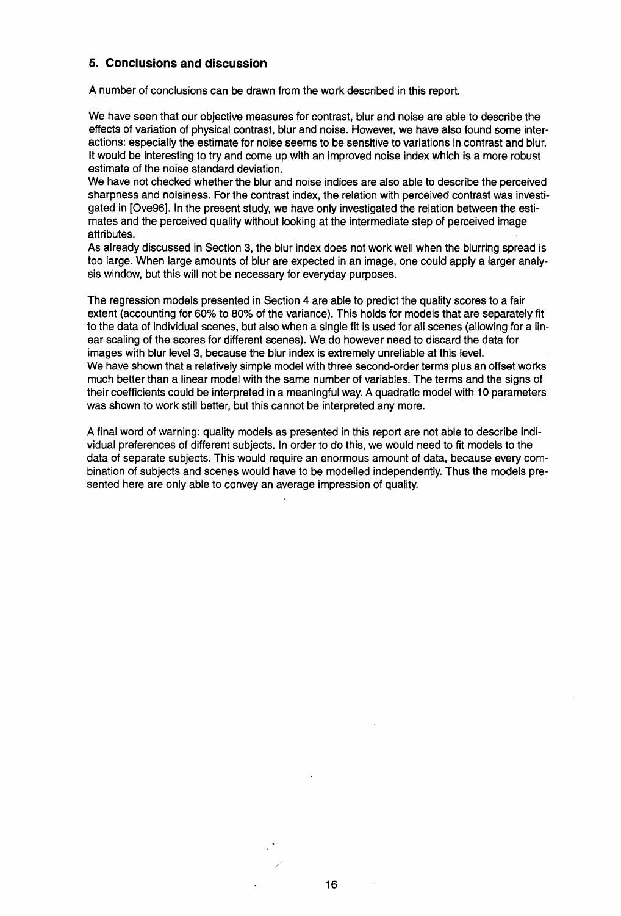## 5. Conclusions and discussion

A number of conclusions can be drawn from the work described in this report.

We have seen that our objective measures for contrast, blur and noise are able to describe the effects of variation of physical contrast, blur and noise. However, we have also found some interactions: especially the estimate for noise seems to be sensitive to variations in contrast and blur. It would be interesting to try and come up with an improved noise index which is a more robust estimate of the noise standard deviation.

We have not checked whether the blur and noise indices are also able to describe the perceived sharpness and noisiness. For the contrast index, the relation with perceived contrast was investigated in [Ove96]. In the present study, we have only investigated the relation between the estimates and the perceived quality without looking at the intermediate step of perceived image attributes.

As already discussed in Section 3, the blur index does not work well when the blurring spread is too large. When large amounts of blur are expected in an image, one could apply a larger analysis window, but this will not be necessary for everyday purposes.

The regression models presented in Section 4 are able to predict the quality scores to a fair extent (accounting for 60% to 80% of the variance). This holds for models that are separately fit to the data of individual scenes, but also when a single fit is used for all scenes (allowing for a linear scaling of the scores for different scenes). We do however need to discard the data for images with blur level 3, because the blur index is extremely unreliable at this level.

We have shown that a relatively simple model with three second-order terms plus an offset works much better than a linear model with the same number of variables. The terms and the signs of their coefficients could be interpreted in a meaningful way. A quadratic model with 10 parameters was shown to work still better, but this cannot be interpreted any more.

A final word of warning: quality models as presented in this report are not able to describe individual preferences of different subjects. In order to do this, we would need to fit models to the data of separate subjects. This would require an enormous amount of data, because every combination of subjects and scenes would have to be modelled independently. Thus the models presented here are only able to convey an average impression of quality.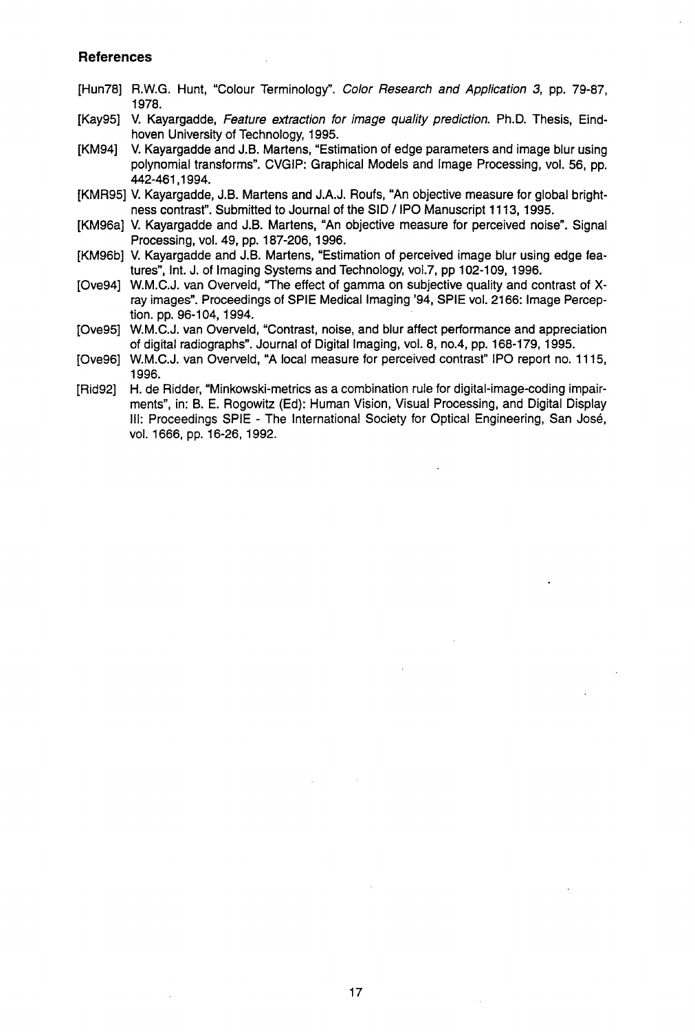## References

[Hun78] R.W.G. Hunt, "Colour Terminology". *Color Research and Application 3*, pp. 79-87, 1978.

[Kay95] V. Kayargadde, *Feature extraction for image quality prediction*. Ph.D. Thesis, Eindhoven University of Technology, 1995.

[KM94] V. Kayargadde and J.B. Martens, "Estimation of edge parameters and image blur using polynomial transforms". CVGIP: Graphical Models and Image Processing, vol. 56, pp. 442-461,1994.

[KMR95] V. Kayargadde, J.B. Martens and J.A.J. Roufs, "An objective measure for global brightness contrast". Submitted to Journal of the SID / IPO Manuscript 1113, 1995.

[KM96a] V. Kayargadde and J.B. Martens, "An objective measure for perceived noise". Signal Processing, vol. 49, pp. 187-206, 1996.

[KM96b] V. Kayargadde and J.B. Martens, "Estimation of perceived image blur using edge features", Int. J. of Imaging Systems and Technology, vol.7, pp 102-109, 1996.

[Ove94] W.M.C.J. van Overveld, "The effect of gamma on subjective quality and contrast of X-ray images". Proceedings of SPIE Medical Imaging '94, SPIE vol. 2166: Image Perception. pp. 96-104, 1994.

[Ove95] W.M.C.J. van Overveld, "Contrast, noise, and blur affect performance and appreciation of digital radiographs". Journal of Digital Imaging, vol. 8, no.4, pp. 168-179, 1995.

[Ove96] W.M.C.J. van Overveld, "A local measure for perceived contrast" IPO report no. 1115, 1996.

[Rid92] H. de Ridder, "Minkowski-metrics as a combination rule for digital-image-coding impairments", in: B. E. Rogowitz (Ed): Human Vision, Visual Processing, and Digital Display III: Proceedings SPIE - The International Society for Optical Engineering, San José, vol. 1666, pp. 16-26, 1992.